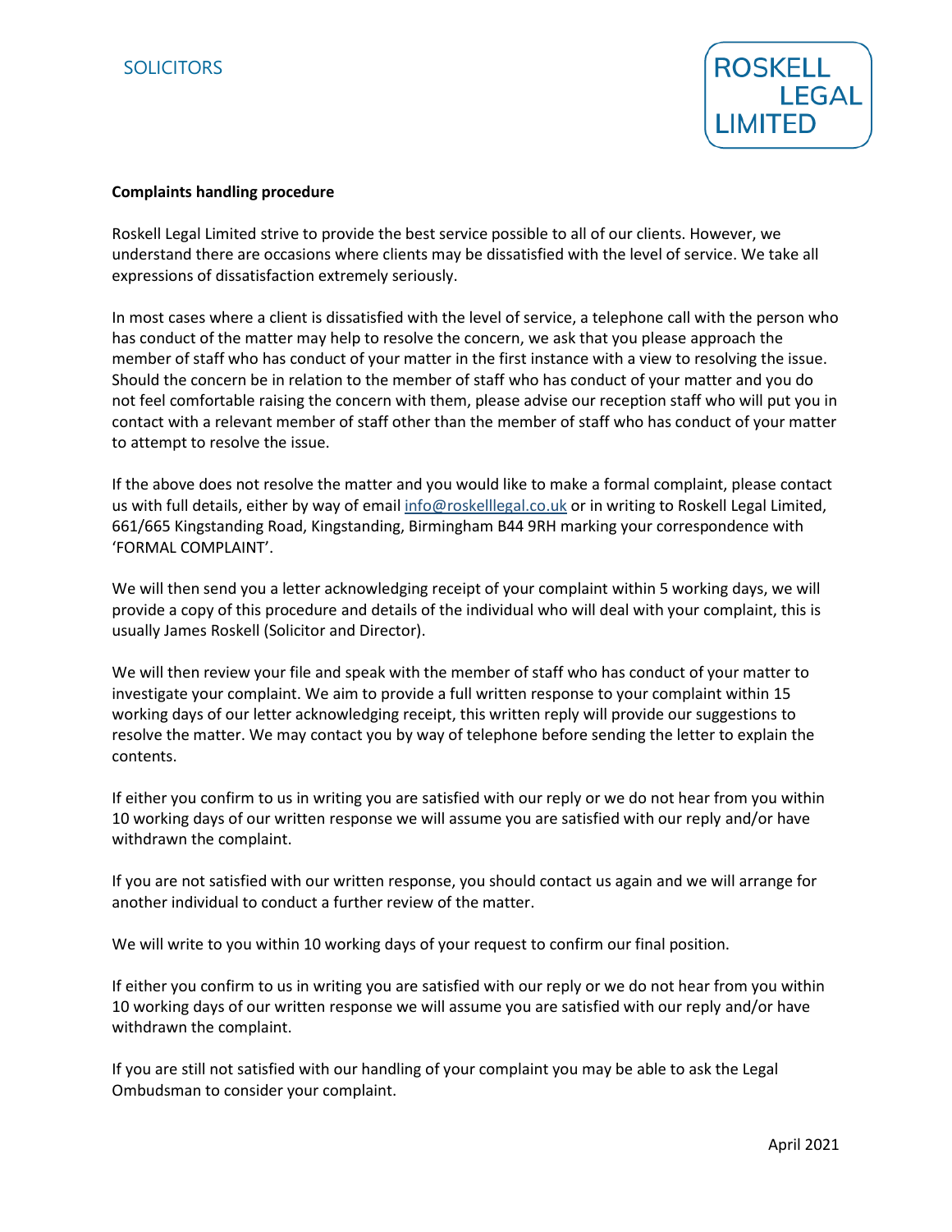SOLICITORS

ROSKELL LEGAL LIMITED

**Complaints handling procedure**

Roskell Legal Limited strive to provide the best service possible to all of our clients. However, we understand there are occasions where clients may be dissatisfied with the level of service. We take all expressions of dissatisfaction extremely seriously.

In most cases where a client is dissatisfied with the level of service, a telephone call with the person who has conduct of the matter may help to resolve the concern, we ask that you please approach the member of staff who has conduct of your matter in the first instance with a view to resolving the issue. Should the concern be in relation to the member of staff who has conduct of your matter and you do not feel comfortable raising the concern with them, please advise our reception staff who will put you in contact with a relevant member of staff other than the member of staff who has conduct of your matter to attempt to resolve the issue.

If the above does not resolve the matter and you would like to make a formal complaint, please contact us with full details, either by way of email info@roskelllegal.co.uk or in writing to Roskell Legal Limited, 661/665 Kingstanding Road, Kingstanding, Birmingham B44 9RH marking your correspondence with 'FORMAL COMPLAINT'.

We will then send you a letter acknowledging receipt of your complaint within 5 working days, we will provide a copy of this procedure and details of the individual who will deal with your complaint, this is usually James Roskell (Solicitor and Director).

We will then review your file and speak with the member of staff who has conduct of your matter to investigate your complaint. We aim to provide a full written response to your complaint within 15 working days of our letter acknowledging receipt, this written reply will provide our suggestions to resolve the matter. We may contact you by way of telephone before sending the letter to explain the contents.

If either you confirm to us in writing you are satisfied with our reply or we do not hear from you within 10 working days of our written response we will assume you are satisfied with our reply and/or have withdrawn the complaint.

If you are not satisfied with our written response, you should contact us again and we will arrange for another individual to conduct a further review of the matter.

We will write to you within 10 working days of your request to confirm our final position.

If either you confirm to us in writing you are satisfied with our reply or we do not hear from you within 10 working days of our written response we will assume you are satisfied with our reply and/or have withdrawn the complaint.

If you are still not satisfied with our handling of your complaint you may be able to ask the Legal Ombudsman to consider your complaint.

April 2021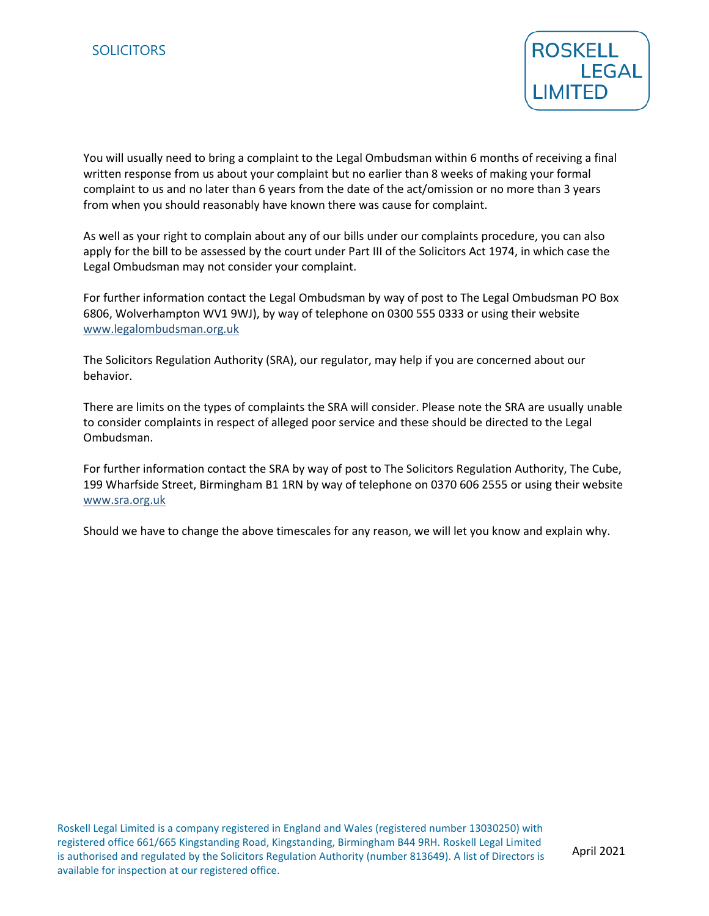You will usually need to bring a complaint to the Legal Ombudsman within 6 months of receiving a final written response from us about your complaint but no earlier than 8 weeks of making your formal complaint to us and no later than 6 years from the date of the act/omission or no more than 3 years from when you should reasonably have known there was cause for complaint.

As well as your right to complain about any of our bills under our complaints procedure, you can also apply for the bill to be assessed by the court under Part III of the Solicitors Act 1974, in which case the Legal Ombudsman may not consider your complaint.

For further information contact the Legal Ombudsman by way of post to The Legal Ombudsman PO Box 6806, Wolverhampton WV1 9WJ), by way of telephone on 0300 555 0333 or using their website www.legalombudsman.org.uk

The Solicitors Regulation Authority (SRA), our regulator, may help if you are concerned about our behavior.

There are limits on the types of complaints the SRA will consider. Please note the SRA are usually unable to consider complaints in respect of alleged poor service and these should be directed to the Legal Ombudsman.

For further information contact the SRA by way of post to The Solicitors Regulation Authority, The Cube, 199 Wharfside Street, Birmingham B1 1RN by way of telephone on 0370 606 2555 or using their website www.sra.org.uk

Should we have to change the above timescales for any reason, we will let you know and explain why.